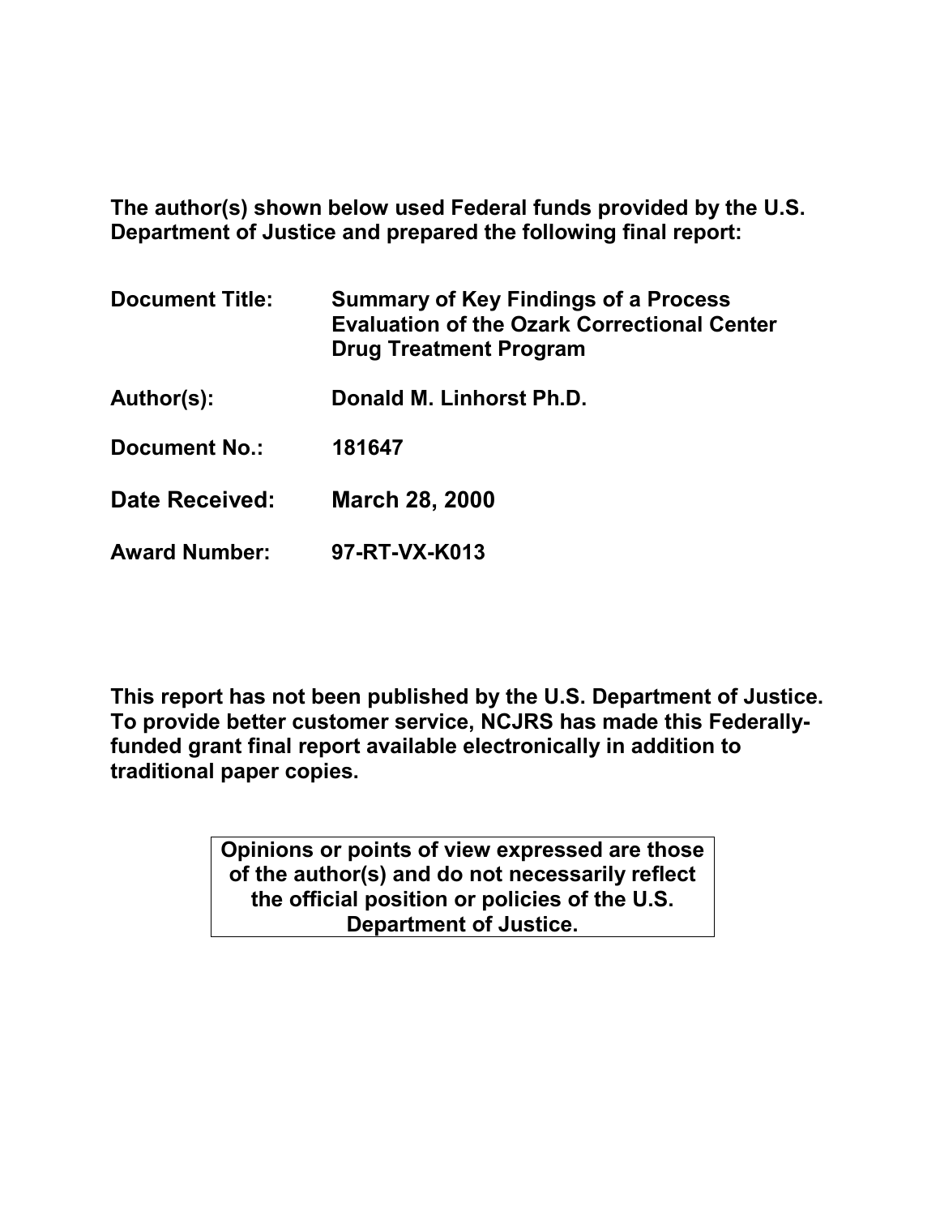**The author(s) shown below used Federal funds provided by the U.S. Department of Justice and prepared the following final report:**

| | |
|---|---|
| **Document Title:** | **Summary of Key Findings of a Process Evaluation of the Ozark Correctional Center Drug Treatment Program** |
| **Author(s):** | **Donald M. Linhorst Ph.D.** |
| **Document No.:** | **181647** |
| **Date Received:** | **March 28, 2000** |
| **Award Number:** | **97-RT-VX-K013** |

**This report has not been published by the U.S. Department of Justice. To provide better customer service, NCJRS has made this Federally-funded grant final report available electronically in addition to traditional paper copies.**

**Opinions or points of view expressed are those of the author(s) and do not necessarily reflect the official position or policies of the U.S. Department of Justice.**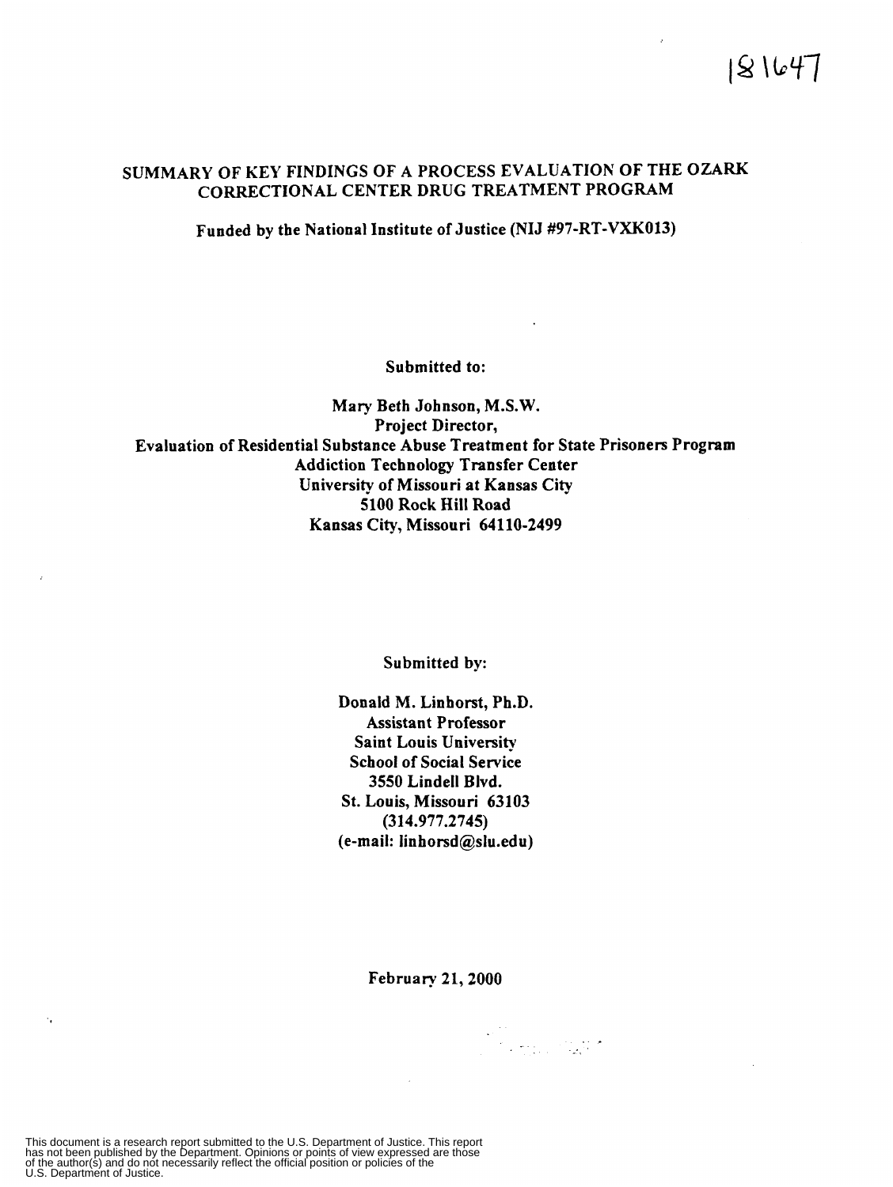181647

# SUMMARY OF KEY FINDINGS OF A PROCESS EVALUATION OF THE OZARK CORRECTIONAL CENTER DRUG TREATMENT PROGRAM

**Funded by the National Institute of Justice (NIJ #97-RT-VXK013)**

**Submitted to:**

**Mary Beth Johnson, M.S.W.**
**Project Director,**
**Evaluation of Residential Substance Abuse Treatment for State Prisoners Program**
**Addiction Technology Transfer Center**
**University of Missouri at Kansas City**
**5100 Rock Hill Road**
**Kansas City, Missouri 64110-2499**

**Submitted by:**

**Donald M. Linhorst, Ph.D.**
**Assistant Professor**
**Saint Louis University**
**School of Social Service**
**3550 Lindell Blvd.**
**St. Louis, Missouri 63103**
**(314.977.2745)**
**(e-mail: linhorsd@slu.edu)**

**February 21, 2000**

This document is a research report submitted to the U.S. Department of Justice. This report has not been published by the Department. Opinions or points of view expressed are those of the author(s) and do not necessarily reflect the official position or policies of the U.S. Department of Justice.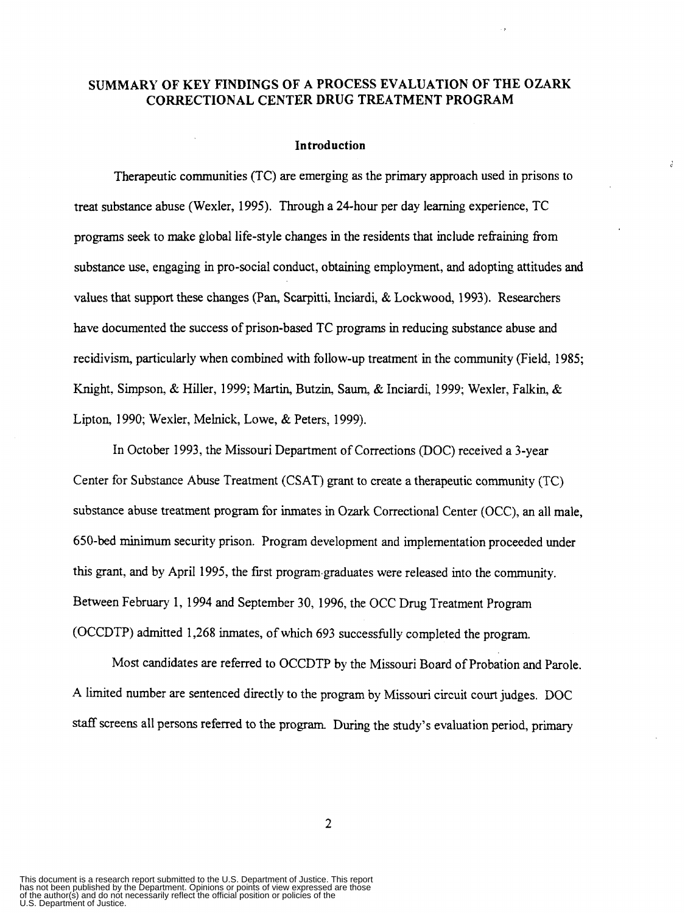## SUMMARY OF KEY FINDINGS OF A PROCESS EVALUATION OF THE OZARK CORRECTIONAL CENTER DRUG TREATMENT PROGRAM

### Introduction

Therapeutic communities (TC) are emerging as the primary approach used in prisons to treat substance abuse (Wexler, 1995). Through a 24-hour per day learning experience, TC programs seek to make global life-style changes in the residents that include refraining from substance use, engaging in pro-social conduct, obtaining employment, and adopting attitudes and values that support these changes (Pan, Scarpitti, Inciardi, & Lockwood, 1993). Researchers have documented the success of prison-based TC programs in reducing substance abuse and recidivism, particularly when combined with follow-up treatment in the community (Field, 1985; Knight, Simpson, & Hiller, 1999; Martin, Butzin, Saum, & Inciardi, 1999; Wexler, Falkin, & Lipton, 1990; Wexler, Melnick, Lowe, & Peters, 1999).

In October 1993, the Missouri Department of Corrections (DOC) received a 3-year Center for Substance Abuse Treatment (CSAT) grant to create a therapeutic community (TC) substance abuse treatment program for inmates in Ozark Correctional Center (OCC), an all male, 650-bed minimum security prison. Program development and implementation proceeded under this grant, and by April 1995, the first program graduates were released into the community. Between February 1, 1994 and September 30, 1996, the OCC Drug Treatment Program (OCCDTP) admitted 1,268 inmates, of which 693 successfully completed the program.

Most candidates are referred to OCCDTP by the Missouri Board of Probation and Parole. A limited number are sentenced directly to the program by Missouri circuit court judges. DOC staff screens all persons referred to the program. During the study's evaluation period, primary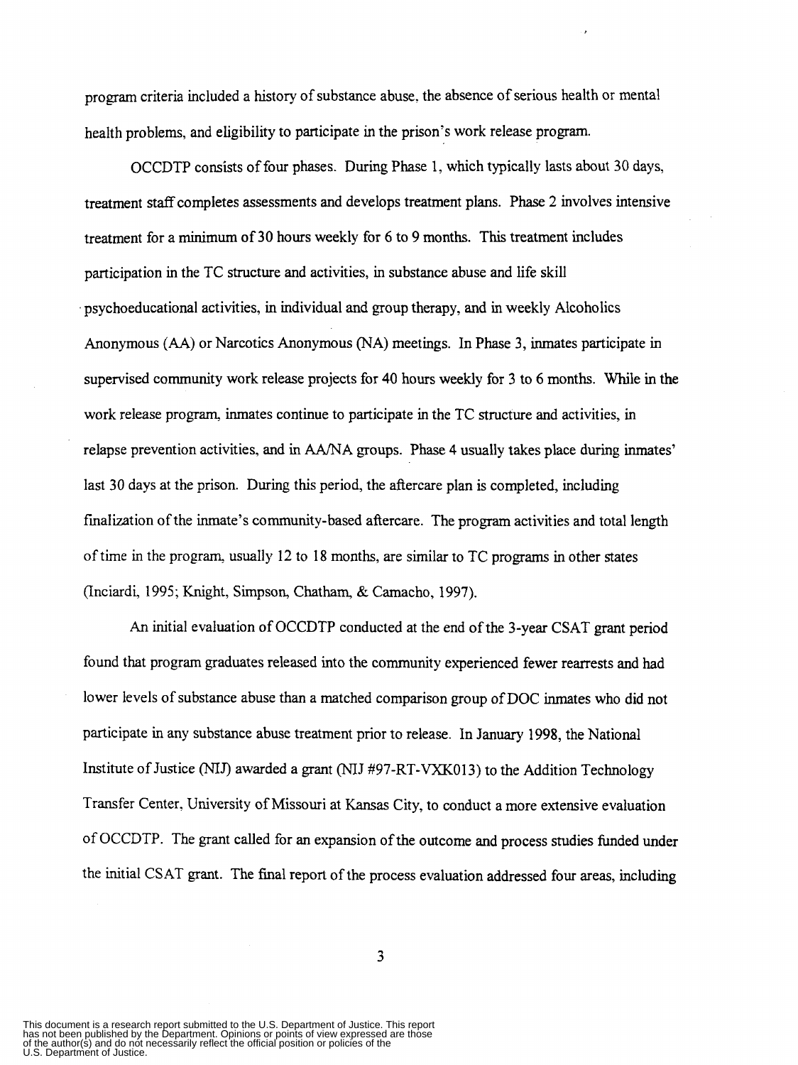program criteria included a history of substance abuse, the absence of serious health or mental health problems, and eligibility to participate in the prison's work release program.

OCCDTP consists of four phases. During Phase 1, which typically lasts about 30 days, treatment staff completes assessments and develops treatment plans. Phase 2 involves intensive treatment for a minimum of 30 hours weekly for 6 to 9 months. This treatment includes participation in the TC structure and activities, in substance abuse and life skill psychoeducational activities, in individual and group therapy, and in weekly Alcoholics Anonymous (AA) or Narcotics Anonymous (NA) meetings. In Phase 3, inmates participate in supervised community work release projects for 40 hours weekly for 3 to 6 months. While in the work release program, inmates continue to participate in the TC structure and activities, in relapse prevention activities, and in AA/NA groups. Phase 4 usually takes place during inmates' last 30 days at the prison. During this period, the aftercare plan is completed, including finalization of the inmate's community-based aftercare. The program activities and total length of time in the program, usually 12 to 18 months, are similar to TC programs in other states (Inciardi, 1995; Knight, Simpson, Chatham, & Camacho, 1997).

An initial evaluation of OCCDTP conducted at the end of the 3-year CSAT grant period found that program graduates released into the community experienced fewer rearrests and had lower levels of substance abuse than a matched comparison group of DOC inmates who did not participate in any substance abuse treatment prior to release. In January 1998, the National Institute of Justice (NIJ) awarded a grant (NIJ #97-RT-VXK013) to the Addition Technology Transfer Center, University of Missouri at Kansas City, to conduct a more extensive evaluation of OCCDTP. The grant called for an expansion of the outcome and process studies funded under the initial CSAT grant. The final report of the process evaluation addressed four areas, including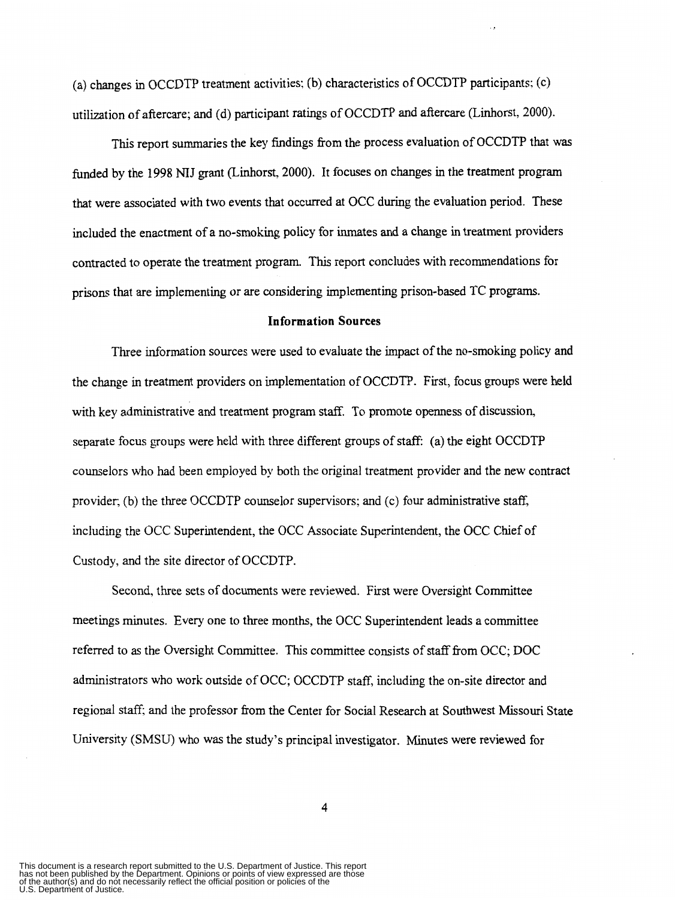(a) changes in OCCDTP treatment activities; (b) characteristics of OCCDTP participants; (c) utilization of aftercare; and (d) participant ratings of OCCDTP and aftercare (Linhorst, 2000).

This report summaries the key findings from the process evaluation of OCCDTP that was funded by the 1998 NIJ grant (Linhorst, 2000). It focuses on changes in the treatment program that were associated with two events that occurred at OCC during the evaluation period. These included the enactment of a no-smoking policy for inmates and a change in treatment providers contracted to operate the treatment program. This report concludes with recommendations for prisons that are implementing or are considering implementing prison-based TC programs.

## Information Sources

Three information sources were used to evaluate the impact of the no-smoking policy and the change in treatment providers on implementation of OCCDTP. First, focus groups were held with key administrative and treatment program staff. To promote openness of discussion, separate focus groups were held with three different groups of staff: (a) the eight OCCDTP counselors who had been employed by both the original treatment provider and the new contract provider; (b) the three OCCDTP counselor supervisors; and (c) four administrative staff, including the OCC Superintendent, the OCC Associate Superintendent, the OCC Chief of Custody, and the site director of OCCDTP.

Second, three sets of documents were reviewed. First were Oversight Committee meetings minutes. Every one to three months, the OCC Superintendent leads a committee referred to as the Oversight Committee. This committee consists of staff from OCC; DOC administrators who work outside of OCC; OCCDTP staff, including the on-site director and regional staff; and the professor from the Center for Social Research at Southwest Missouri State University (SMSU) who was the study's principal investigator. Minutes were reviewed for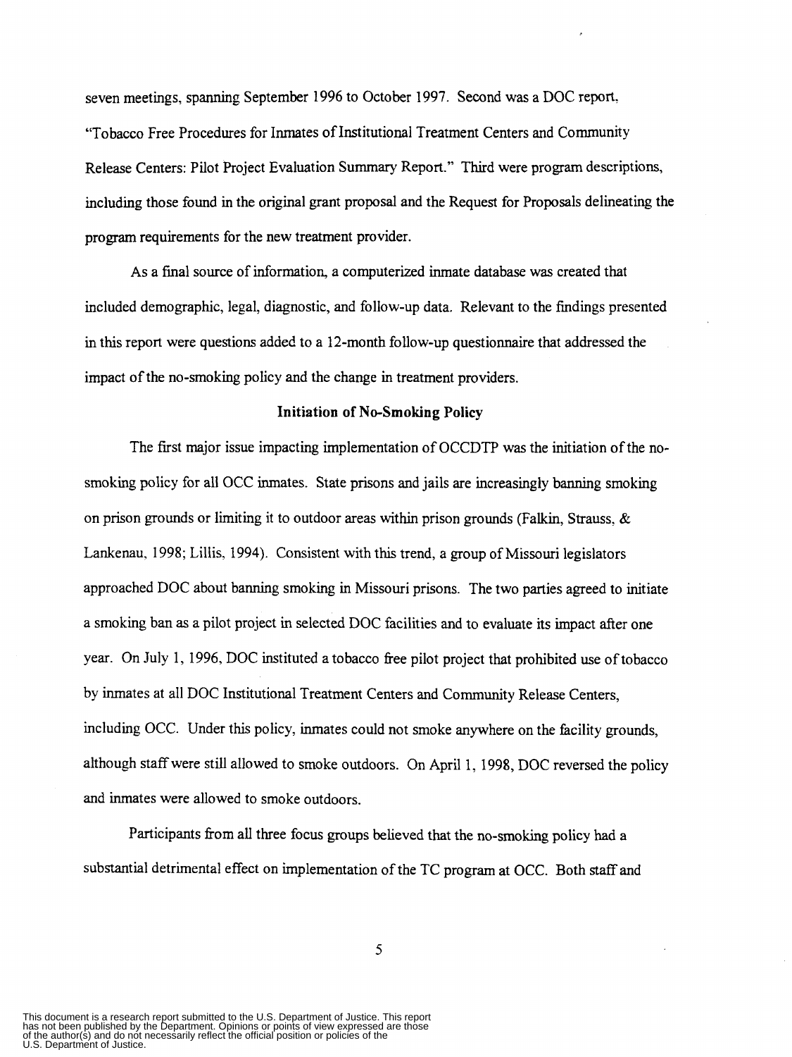seven meetings, spanning September 1996 to October 1997. Second was a DOC report, "Tobacco Free Procedures for Inmates of Institutional Treatment Centers and Community Release Centers: Pilot Project Evaluation Summary Report." Third were program descriptions, including those found in the original grant proposal and the Request for Proposals delineating the program requirements for the new treatment provider.

As a final source of information, a computerized inmate database was created that included demographic, legal, diagnostic, and follow-up data. Relevant to the findings presented in this report were questions added to a 12-month follow-up questionnaire that addressed the impact of the no-smoking policy and the change in treatment providers.

## Initiation of No-Smoking Policy

The first major issue impacting implementation of OCCDTP was the initiation of the no-smoking policy for all OCC inmates. State prisons and jails are increasingly banning smoking on prison grounds or limiting it to outdoor areas within prison grounds (Falkin, Strauss, & Lankenau, 1998; Lillis, 1994). Consistent with this trend, a group of Missouri legislators approached DOC about banning smoking in Missouri prisons. The two parties agreed to initiate a smoking ban as a pilot project in selected DOC facilities and to evaluate its impact after one year. On July 1, 1996, DOC instituted a tobacco free pilot project that prohibited use of tobacco by inmates at all DOC Institutional Treatment Centers and Community Release Centers, including OCC. Under this policy, inmates could not smoke anywhere on the facility grounds, although staff were still allowed to smoke outdoors. On April 1, 1998, DOC reversed the policy and inmates were allowed to smoke outdoors.

Participants from all three focus groups believed that the no-smoking policy had a substantial detrimental effect on implementation of the TC program at OCC. Both staff and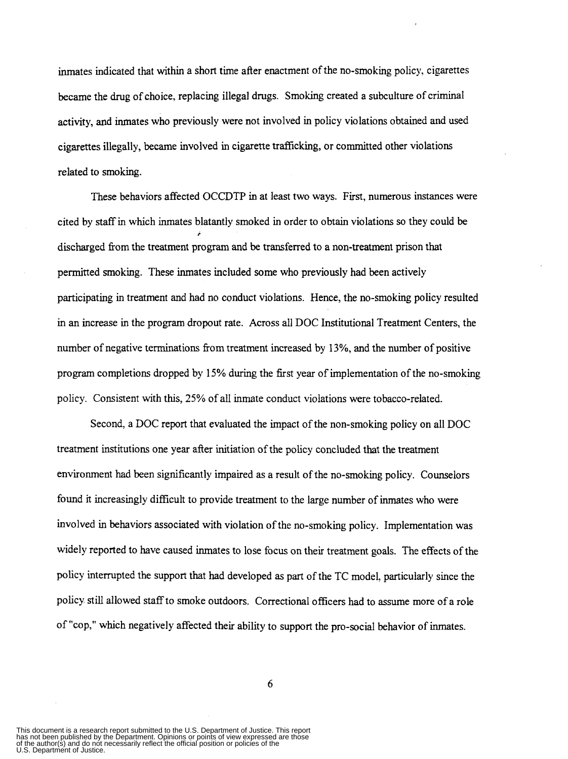inmates indicated that within a short time after enactment of the no-smoking policy, cigarettes became the drug of choice, replacing illegal drugs. Smoking created a subculture of criminal activity, and inmates who previously were not involved in policy violations obtained and used cigarettes illegally, became involved in cigarette trafficking, or committed other violations related to smoking.

These behaviors affected OCCDTP in at least two ways. First, numerous instances were cited by staff in which inmates blatantly smoked in order to obtain violations so they could be discharged from the treatment program and be transferred to a non-treatment prison that permitted smoking. These inmates included some who previously had been actively participating in treatment and had no conduct violations. Hence, the no-smoking policy resulted in an increase in the program dropout rate. Across all DOC Institutional Treatment Centers, the number of negative terminations from treatment increased by 13%, and the number of positive program completions dropped by 15% during the first year of implementation of the no-smoking policy. Consistent with this, 25% of all inmate conduct violations were tobacco-related.

Second, a DOC report that evaluated the impact of the non-smoking policy on all DOC treatment institutions one year after initiation of the policy concluded that the treatment environment had been significantly impaired as a result of the no-smoking policy. Counselors found it increasingly difficult to provide treatment to the large number of inmates who were involved in behaviors associated with violation of the no-smoking policy. Implementation was widely reported to have caused inmates to lose focus on their treatment goals. The effects of the policy interrupted the support that had developed as part of the TC model, particularly since the policy still allowed staff to smoke outdoors. Correctional officers had to assume more of a role of "cop," which negatively affected their ability to support the pro-social behavior of inmates.

This document is a research report submitted to the U.S. Department of Justice. This report has not been published by the Department. Opinions or points of view expressed are those of the author(s) and do not necessarily reflect the official position or policies of the U.S. Department of Justice.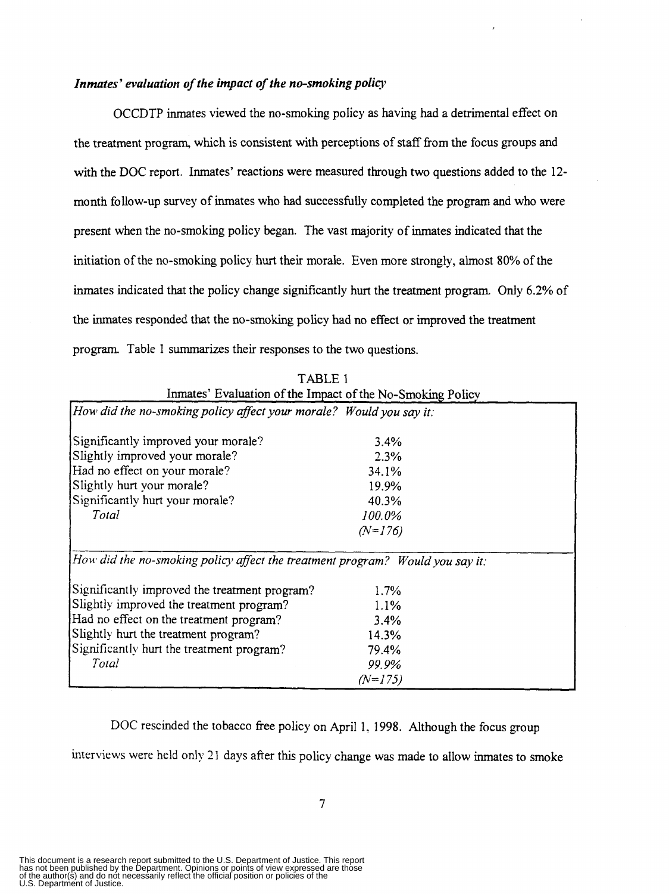***Inmates' evaluation of the impact of the no-smoking policy***

OCCDTP inmates viewed the no-smoking policy as having had a detrimental effect on the treatment program, which is consistent with perceptions of staff from the focus groups and with the DOC report. Inmates' reactions were measured through two questions added to the 12-month follow-up survey of inmates who had successfully completed the program and who were present when the no-smoking policy began. The vast majority of inmates indicated that the initiation of the no-smoking policy hurt their morale. Even more strongly, almost 80% of the inmates indicated that the policy change significantly hurt the treatment program. Only 6.2% of the inmates responded that the no-smoking policy had no effect or improved the treatment program. Table 1 summarizes their responses to the two questions.

TABLE 1
Inmates' Evaluation of the Impact of the No-Smoking Policy

| *How did the no-smoking policy affect your morale? Would you say it:* | |
|---|---|
| Significantly improved your morale? | 3.4% |
| Slightly improved your morale? | 2.3% |
| Had no effect on your morale? | 34.1% |
| Slightly hurt your morale? | 19.9% |
| Significantly hurt your morale? | 40.3% |
| *Total* | *100.0%* |
| | *(N=176)* |
| *How did the no-smoking policy affect the treatment program? Would you say it:* | |
| Significantly improved the treatment program? | 1.7% |
| Slightly improved the treatment program? | 1.1% |
| Had no effect on the treatment program? | 3.4% |
| Slightly hurt the treatment program? | 14.3% |
| Significantly hurt the treatment program? | 79.4% |
| *Total* | *99.9%* |
| | *(N=175)* |

DOC rescinded the tobacco free policy on April 1, 1998. Although the focus group interviews were held only 21 days after this policy change was made to allow inmates to smoke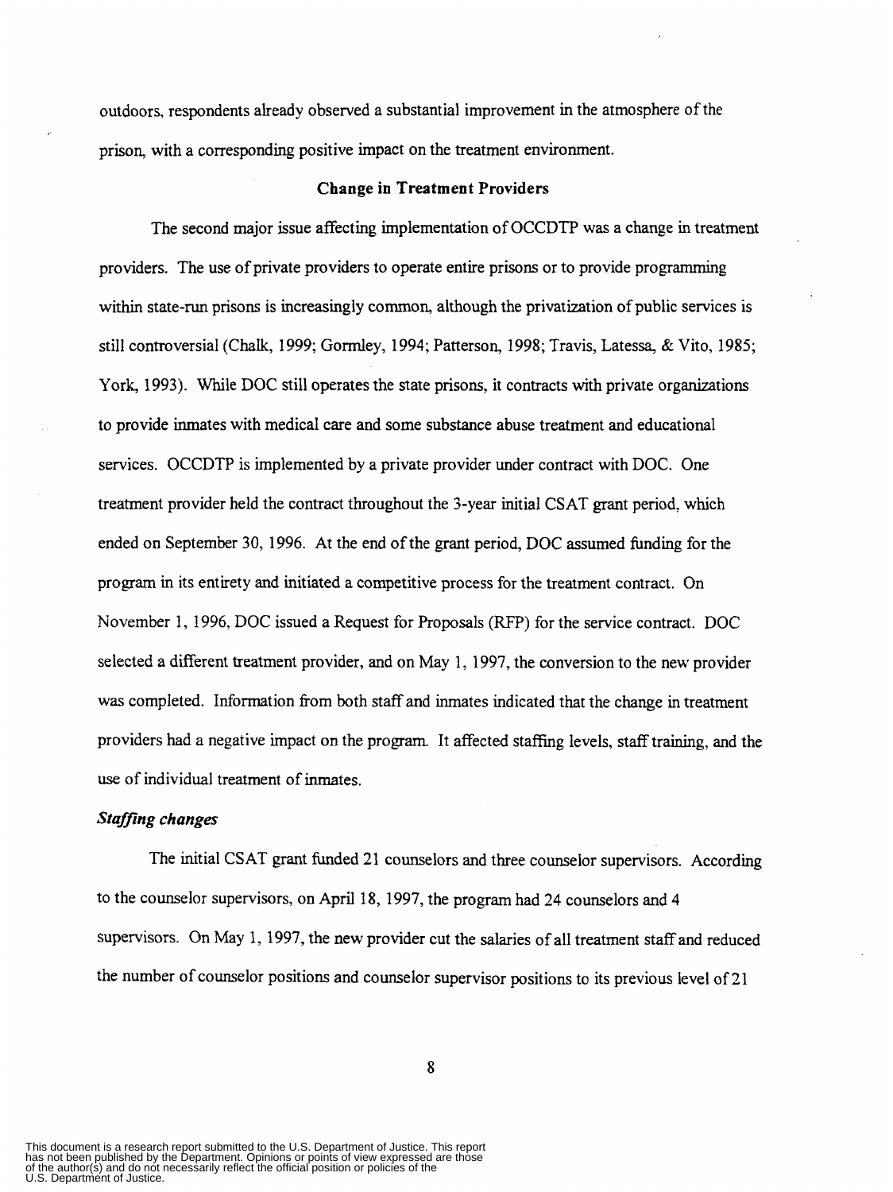outdoors, respondents already observed a substantial improvement in the atmosphere of the prison, with a corresponding positive impact on the treatment environment.

### Change in Treatment Providers

The second major issue affecting implementation of OCCDTP was a change in treatment providers. The use of private providers to operate entire prisons or to provide programming within state-run prisons is increasingly common, although the privatization of public services is still controversial (Chalk, 1999; Gormley, 1994; Patterson, 1998; Travis, Latessa, & Vito, 1985; York, 1993). While DOC still operates the state prisons, it contracts with private organizations to provide inmates with medical care and some substance abuse treatment and educational services. OCCDTP is implemented by a private provider under contract with DOC. One treatment provider held the contract throughout the 3-year initial CSAT grant period, which ended on September 30, 1996. At the end of the grant period, DOC assumed funding for the program in its entirety and initiated a competitive process for the treatment contract. On November 1, 1996, DOC issued a Request for Proposals (RFP) for the service contract. DOC selected a different treatment provider, and on May 1, 1997, the conversion to the new provider was completed. Information from both staff and inmates indicated that the change in treatment providers had a negative impact on the program. It affected staffing levels, staff training, and the use of individual treatment of inmates.

#### *Staffing changes*

The initial CSAT grant funded 21 counselors and three counselor supervisors. According to the counselor supervisors, on April 18, 1997, the program had 24 counselors and 4 supervisors. On May 1, 1997, the new provider cut the salaries of all treatment staff and reduced the number of counselor positions and counselor supervisor positions to its previous level of 21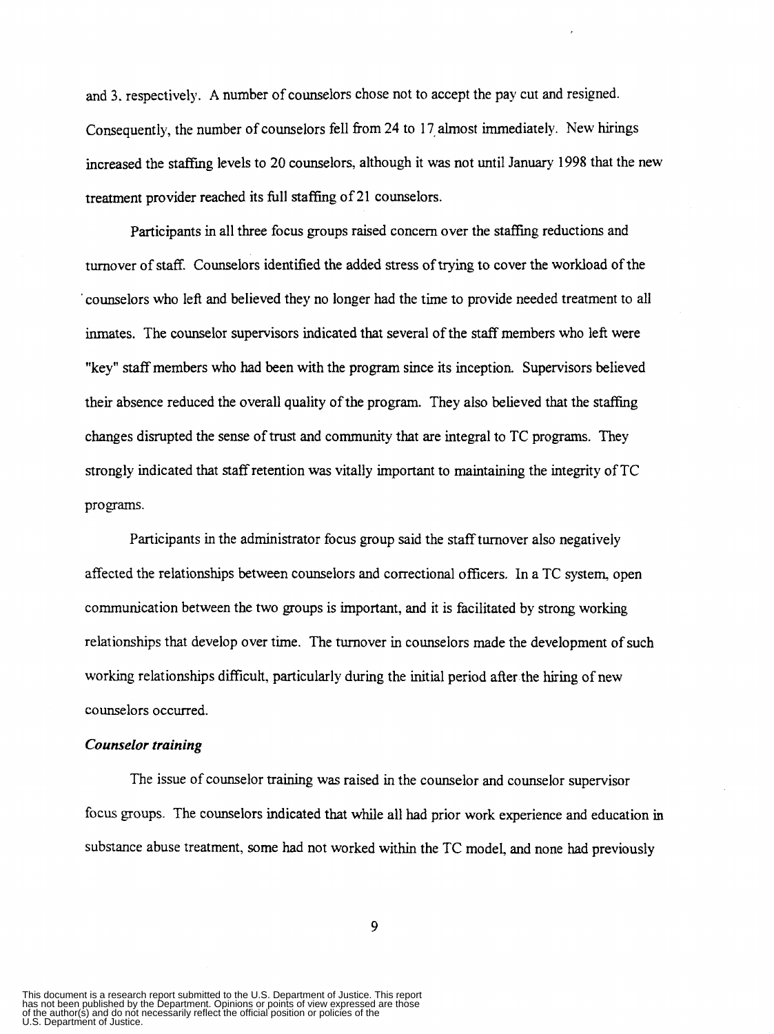and 3. respectively. A number of counselors chose not to accept the pay cut and resigned. Consequently, the number of counselors fell from 24 to 17 almost immediately. New hirings increased the staffing levels to 20 counselors, although it was not until January 1998 that the new treatment provider reached its full staffing of 21 counselors.

Participants in all three focus groups raised concern over the staffing reductions and turnover of staff. Counselors identified the added stress of trying to cover the workload of the counselors who left and believed they no longer had the time to provide needed treatment to all inmates. The counselor supervisors indicated that several of the staff members who left were "key" staff members who had been with the program since its inception. Supervisors believed their absence reduced the overall quality of the program. They also believed that the staffing changes disrupted the sense of trust and community that are integral to TC programs. They strongly indicated that staff retention was vitally important to maintaining the integrity of TC programs.

Participants in the administrator focus group said the staff turnover also negatively affected the relationships between counselors and correctional officers. In a TC system, open communication between the two groups is important, and it is facilitated by strong working relationships that develop over time. The turnover in counselors made the development of such working relationships difficult, particularly during the initial period after the hiring of new counselors occurred.

***Counselor training***

The issue of counselor training was raised in the counselor and counselor supervisor focus groups. The counselors indicated that while all had prior work experience and education in substance abuse treatment, some had not worked within the TC model, and none had previously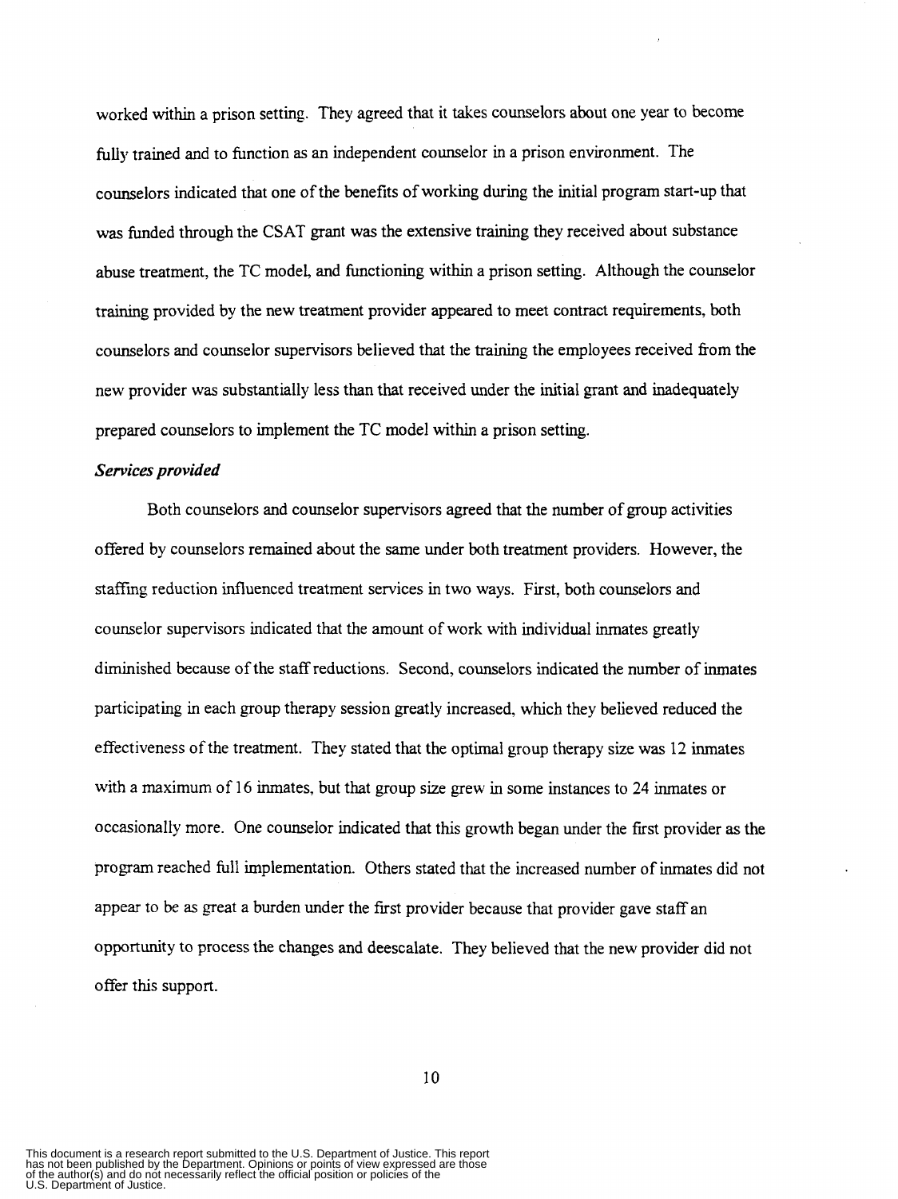worked within a prison setting. They agreed that it takes counselors about one year to become fully trained and to function as an independent counselor in a prison environment. The counselors indicated that one of the benefits of working during the initial program start-up that was funded through the CSAT grant was the extensive training they received about substance abuse treatment, the TC model, and functioning within a prison setting. Although the counselor training provided by the new treatment provider appeared to meet contract requirements, both counselors and counselor supervisors believed that the training the employees received from the new provider was substantially less than that received under the initial grant and inadequately prepared counselors to implement the TC model within a prison setting.

***Services provided***

Both counselors and counselor supervisors agreed that the number of group activities offered by counselors remained about the same under both treatment providers. However, the staffing reduction influenced treatment services in two ways. First, both counselors and counselor supervisors indicated that the amount of work with individual inmates greatly diminished because of the staff reductions. Second, counselors indicated the number of inmates participating in each group therapy session greatly increased, which they believed reduced the effectiveness of the treatment. They stated that the optimal group therapy size was 12 inmates with a maximum of 16 inmates, but that group size grew in some instances to 24 inmates or occasionally more. One counselor indicated that this growth began under the first provider as the program reached full implementation. Others stated that the increased number of inmates did not appear to be as great a burden under the first provider because that provider gave staff an opportunity to process the changes and deescalate. They believed that the new provider did not offer this support.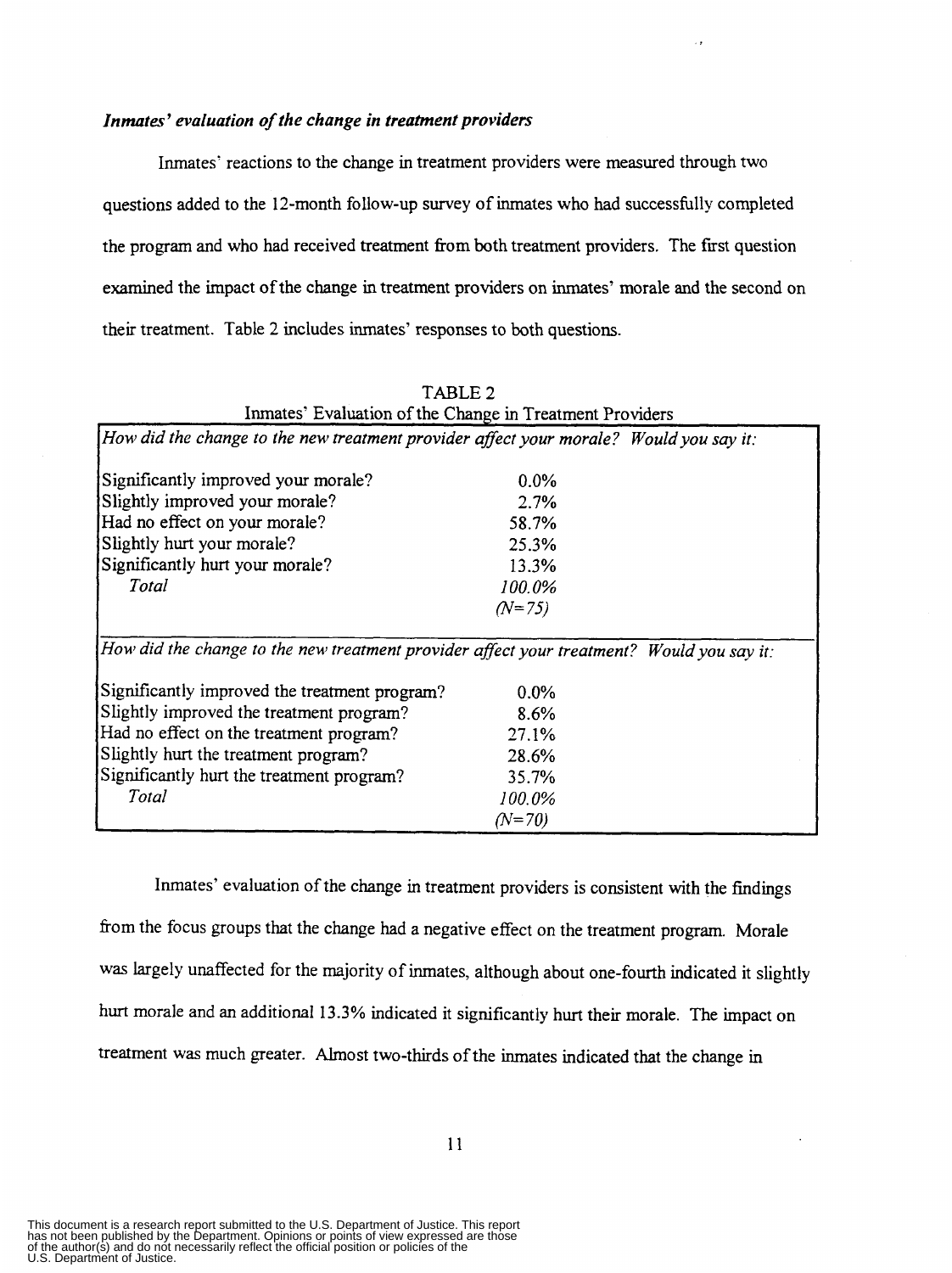### *Inmates' evaluation of the change in treatment providers*

Inmates' reactions to the change in treatment providers were measured through two questions added to the 12-month follow-up survey of inmates who had successfully completed the program and who had received treatment from both treatment providers. The first question examined the impact of the change in treatment providers on inmates' morale and the second on their treatment. Table 2 includes inmates' responses to both questions.

TABLE 2
Inmates' Evaluation of the Change in Treatment Providers

| *How did the change to the new treatment provider affect your morale? Would you say it:* | |
|---|---|
| Significantly improved your morale? | 0.0% |
| Slightly improved your morale? | 2.7% |
| Had no effect on your morale? | 58.7% |
| Slightly hurt your morale? | 25.3% |
| Significantly hurt your morale? | 13.3% |
| *Total* | *100.0%* |
| | *(N=75)* |
| *How did the change to the new treatment provider affect your treatment? Would you say it:* | |
| Significantly improved the treatment program? | 0.0% |
| Slightly improved the treatment program? | 8.6% |
| Had no effect on the treatment program? | 27.1% |
| Slightly hurt the treatment program? | 28.6% |
| Significantly hurt the treatment program? | 35.7% |
| *Total* | *100.0%* |
| | *(N=70)* |

Inmates' evaluation of the change in treatment providers is consistent with the findings from the focus groups that the change had a negative effect on the treatment program. Morale was largely unaffected for the majority of inmates, although about one-fourth indicated it slightly hurt morale and an additional 13.3% indicated it significantly hurt their morale. The impact on treatment was much greater. Almost two-thirds of the inmates indicated that the change in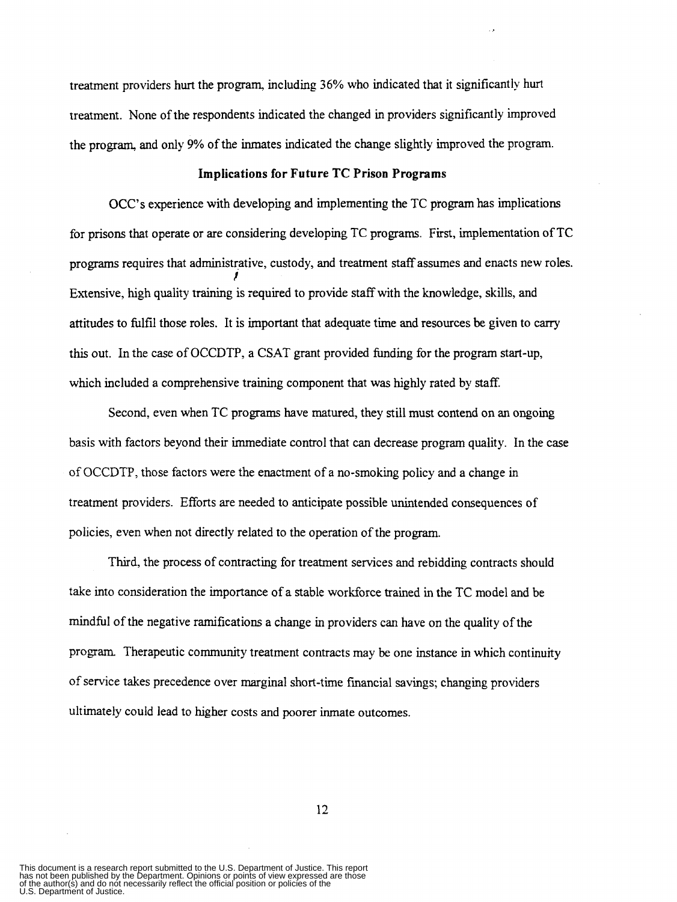treatment providers hurt the program, including 36% who indicated that it significantly hurt treatment. None of the respondents indicated the changed in providers significantly improved the program, and only 9% of the inmates indicated the change slightly improved the program.

### Implications for Future TC Prison Programs

OCC's experience with developing and implementing the TC program has implications for prisons that operate or are considering developing TC programs. First, implementation of TC programs requires that administrative, custody, and treatment staff assumes and enacts new roles. Extensive, high quality training is required to provide staff with the knowledge, skills, and attitudes to fulfil those roles. It is important that adequate time and resources be given to carry this out. In the case of OCCDTP, a CSAT grant provided funding for the program start-up, which included a comprehensive training component that was highly rated by staff.

Second, even when TC programs have matured, they still must contend on an ongoing basis with factors beyond their immediate control that can decrease program quality. In the case of OCCDTP, those factors were the enactment of a no-smoking policy and a change in treatment providers. Efforts are needed to anticipate possible unintended consequences of policies, even when not directly related to the operation of the program.

Third, the process of contracting for treatment services and rebidding contracts should take into consideration the importance of a stable workforce trained in the TC model and be mindful of the negative ramifications a change in providers can have on the quality of the program. Therapeutic community treatment contracts may be one instance in which continuity of service takes precedence over marginal short-time financial savings; changing providers ultimately could lead to higher costs and poorer inmate outcomes.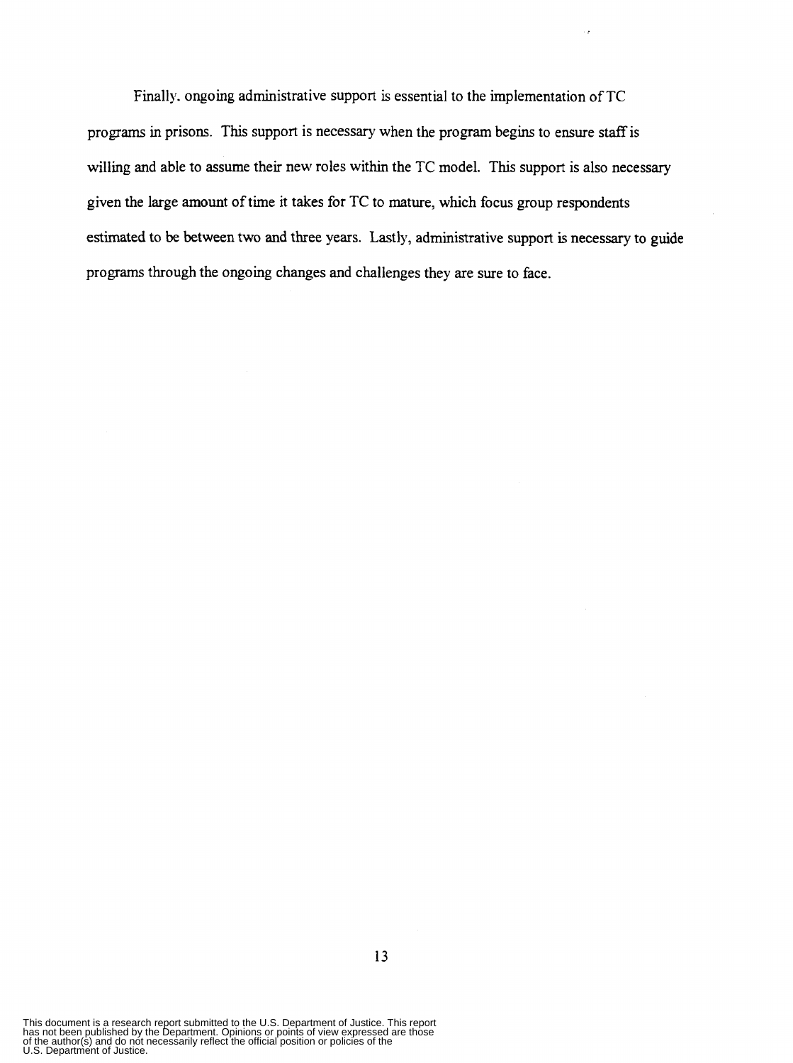Finally, ongoing administrative support is essential to the implementation of TC programs in prisons. This support is necessary when the program begins to ensure staff is willing and able to assume their new roles within the TC model. This support is also necessary given the large amount of time it takes for TC to mature, which focus group respondents estimated to be between two and three years. Lastly, administrative support is necessary to guide programs through the ongoing changes and challenges they are sure to face.

This document is a research report submitted to the U.S. Department of Justice. This report has not been published by the Department. Opinions or points of view expressed are those of the author(s) and do not necessarily reflect the official position or policies of the U.S. Department of Justice.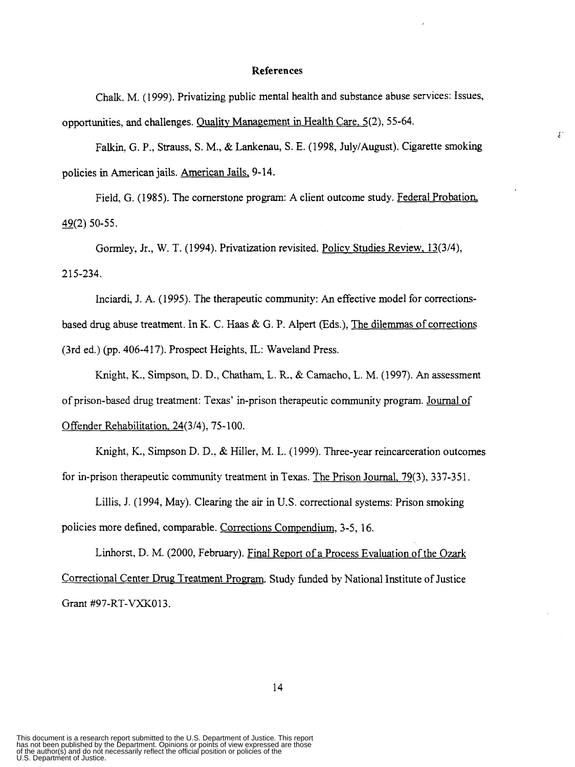## References

Chalk, M. (1999). Privatizing public mental health and substance abuse services: Issues, opportunities, and challenges. Quality Management in Health Care, 5(2), 55-64.

Falkin, G. P., Strauss, S. M., & Lankenau, S. E. (1998, July/August). Cigarette smoking policies in American jails. American Jails, 9-14.

Field, G. (1985). The cornerstone program: A client outcome study. Federal Probation, 49(2) 50-55.

Gormley, Jr., W. T. (1994). Privatization revisited. Policy Studies Review, 13(3/4), 215-234.

Inciardi, J. A. (1995). The therapeutic community: An effective model for corrections-based drug abuse treatment. In K. C. Haas & G. P. Alpert (Eds.), The dilemmas of corrections (3rd ed.) (pp. 406-417). Prospect Heights, IL: Waveland Press.

Knight, K., Simpson, D. D., Chatham, L. R., & Camacho, L. M. (1997). An assessment of prison-based drug treatment: Texas' in-prison therapeutic community program. Journal of Offender Rehabilitation, 24(3/4), 75-100.

Knight, K., Simpson D. D., & Hiller, M. L. (1999). Three-year reincarceration outcomes for in-prison therapeutic community treatment in Texas. The Prison Journal, 79(3), 337-351.

Lillis, J. (1994, May). Clearing the air in U.S. correctional systems: Prison smoking policies more defined, comparable. Corrections Compendium, 3-5, 16.

Linhorst, D. M. (2000, February). Final Report of a Process Evaluation of the Ozark Correctional Center Drug Treatment Program. Study funded by National Institute of Justice Grant #97-RT-VXK013.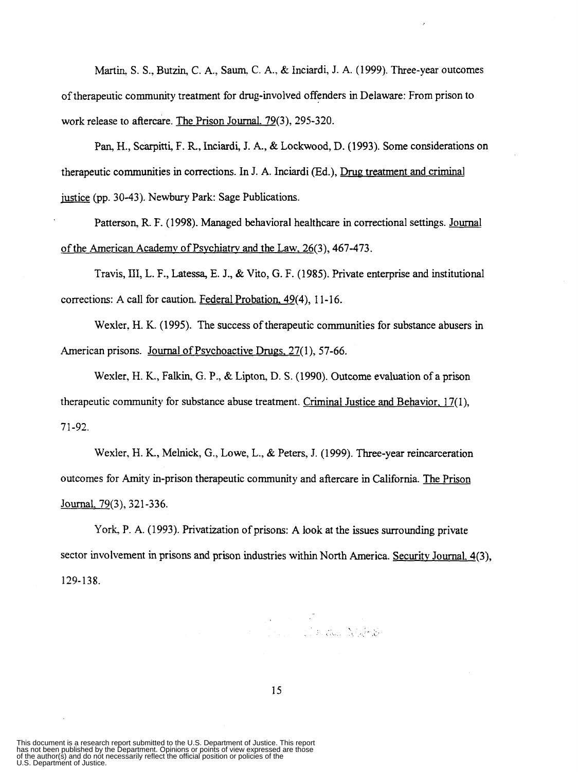Martin, S. S., Butzin, C. A., Saum, C. A., & Inciardi, J. A. (1999). Three-year outcomes of therapeutic community treatment for drug-involved offenders in Delaware: From prison to work release to aftercare. The Prison Journal, 79(3), 295-320.

Pan, H., Scarpitti, F. R., Inciardi, J. A., & Lockwood, D. (1993). Some considerations on therapeutic communities in corrections. In J. A. Inciardi (Ed.), Drug treatment and criminal justice (pp. 30-43). Newbury Park: Sage Publications.

Patterson, R. F. (1998). Managed behavioral healthcare in correctional settings. Journal of the American Academy of Psychiatry and the Law, 26(3), 467-473.

Travis, III, L. F., Latessa, E. J., & Vito, G. F. (1985). Private enterprise and institutional corrections: A call for caution. Federal Probation, 49(4), 11-16.

Wexler, H. K. (1995). The success of therapeutic communities for substance abusers in American prisons. Journal of Psychoactive Drugs, 27(1), 57-66.

Wexler, H. K., Falkin, G. P., & Lipton, D. S. (1990). Outcome evaluation of a prison therapeutic community for substance abuse treatment. Criminal Justice and Behavior, 17(1), 71-92.

Wexler, H. K., Melnick, G., Lowe, L., & Peters, J. (1999). Three-year reincarceration outcomes for Amity in-prison therapeutic community and aftercare in California. The Prison Journal, 79(3), 321-336.

York, P. A. (1993). Privatization of prisons: A look at the issues surrounding private sector involvement in prisons and prison industries within North America. Security Journal, 4(3), 129-138.

This document is a research report submitted to the U.S. Department of Justice. This report has not been published by the Department. Opinions or points of view expressed are those of the author(s) and do not necessarily reflect the official position or policies of the U.S. Department of Justice.